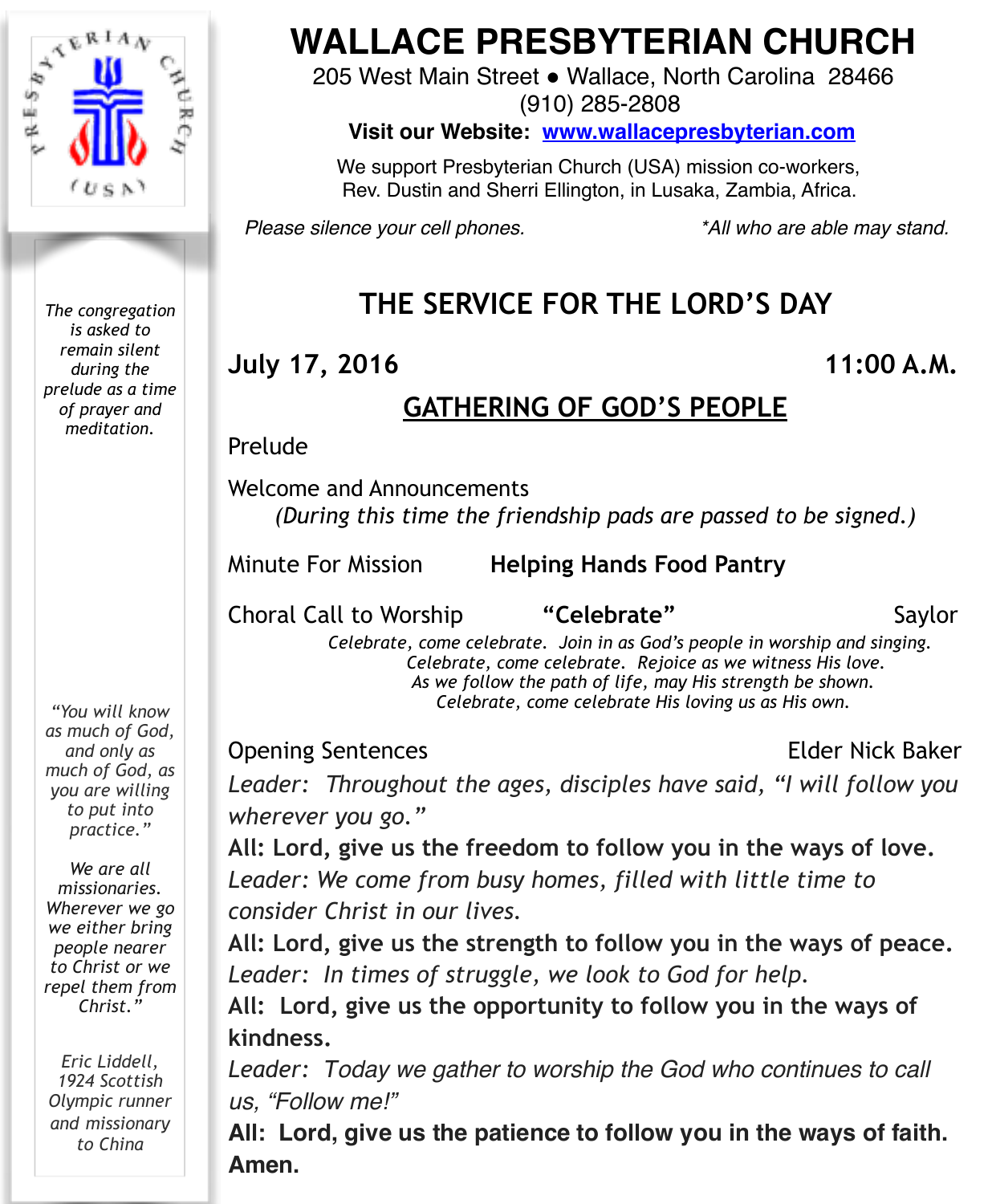# WALLACE PRESBYTERIAN CHURCH

205 West Main Street • Wallace, North Carolina 28466
(910) 285-2808

**Visit our Website: www.wallacepresbyterian.com**

We support Presbyterian Church (USA) mission co-workers, Rev. Dustin and Sherri Ellington, in Lusaka, Zambia, Africa.

*Please silence your cell phones.* *\*All who are able may stand.*

*The congregation is asked to remain silent during the prelude as a time of prayer and meditation.*

*"You will know as much of God, and only as much of God, as you are willing to put into practice."*

*We are all missionaries. Wherever we go we either bring people nearer to Christ or we repel them from Christ."*

*Eric Liddell, 1924 Scottish Olympic runner and missionary to China*

## THE SERVICE FOR THE LORD'S DAY

**July 17, 2016** **11:00 A.M.**

### GATHERING OF GOD'S PEOPLE

Prelude

Welcome and Announcements
*(During this time the friendship pads are passed to be signed.)*

Minute For Mission **Helping Hands Food Pantry**

Choral Call to Worship **"Celebrate"** Saylor

*Celebrate, come celebrate. Join in as God's people in worship and singing.*
*Celebrate, come celebrate. Rejoice as we witness His love.*
*As we follow the path of life, may His strength be shown.*
*Celebrate, come celebrate His loving us as His own.*

Opening Sentences Elder Nick Baker

*Leader: Throughout the ages, disciples have said, "I will follow you wherever you go."*
**All: Lord, give us the freedom to follow you in the ways of love.**
*Leader: We come from busy homes, filled with little time to consider Christ in our lives.*
**All: Lord, give us the strength to follow you in the ways of peace.**
*Leader: In times of struggle, we look to God for help.*
**All: Lord, give us the opportunity to follow you in the ways of kindness.**
*Leader: Today we gather to worship the God who continues to call us, "Follow me!"*
**All: Lord, give us the patience to follow you in the ways of faith. Amen.**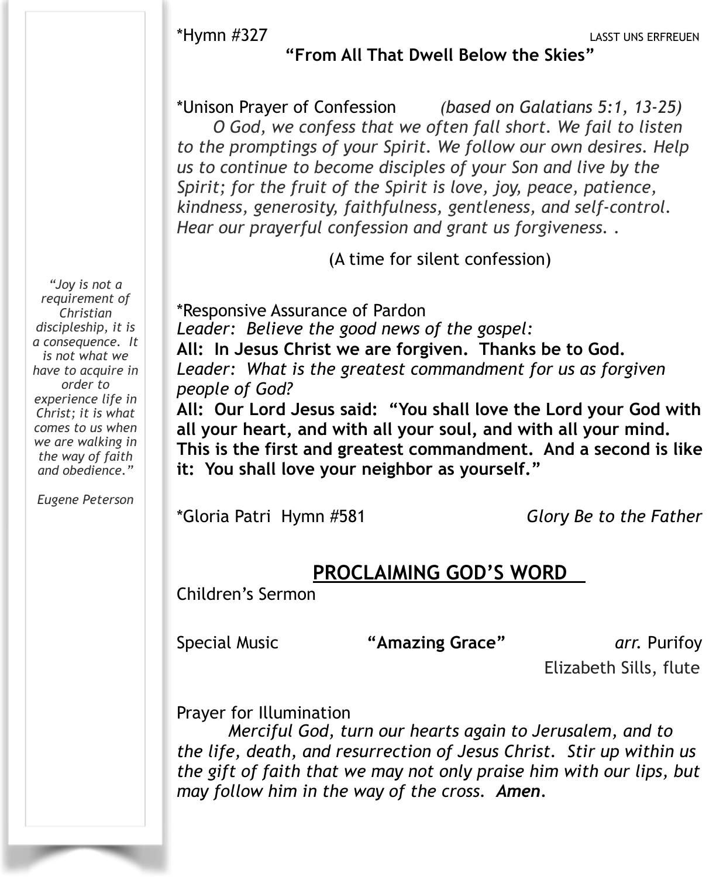*Hymn #327 LASST UNS ERFREUEN

**"From All That Dwell Below the Skies"**

*Unison Prayer of Confession *(based on Galatians 5:1, 13-25)*

*O God, we confess that we often fall short. We fail to listen to the promptings of your Spirit. We follow our own desires. Help us to continue to become disciples of your Son and live by the Spirit; for the fruit of the Spirit is love, joy, peace, patience, kindness, generosity, faithfulness, gentleness, and self-control. Hear our prayerful confession and grant us forgiveness. .*

(A time for silent confession)

*Responsive Assurance of Pardon

*Leader: Believe the good news of the gospel:*

**All: In Jesus Christ we are forgiven. Thanks be to God.**

*Leader: What is the greatest commandment for us as forgiven people of God?*

**All: Our Lord Jesus said: "You shall love the Lord your God with all your heart, and with all your soul, and with all your mind. This is the first and greatest commandment. And a second is like it: You shall love your neighbor as yourself."**

*Gloria Patri Hymn #581 *Glory Be to the Father*

## PROCLAIMING GOD'S WORD

Children's Sermon

Special Music **"Amazing Grace"** *arr.* Purifoy

Elizabeth Sills, flute

Prayer for Illumination

*Merciful God, turn our hearts again to Jerusalem, and to the life, death, and resurrection of Jesus Christ. Stir up within us the gift of faith that we may not only praise him with our lips, but may follow him in the way of the cross.* ***Amen.***

*"Joy is not a requirement of Christian discipleship, it is a consequence. It is not what we have to acquire in order to experience life in Christ; it is what comes to us when we are walking in the way of faith and obedience."*

*Eugene Peterson*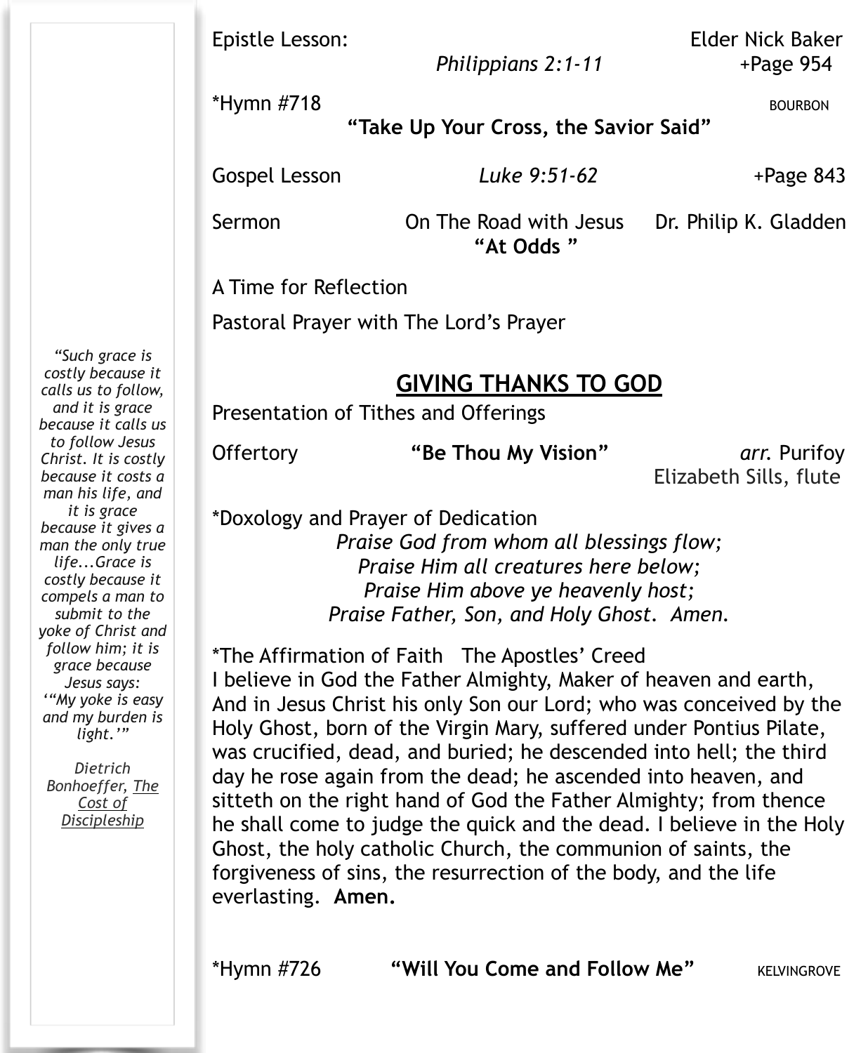Epistle Lesson: Elder Nick Baker

*Philippians 2:1-11* +Page 954

*Hymn #718 BOURBON

**"Take Up Your Cross, the Savior Said"**

Gospel Lesson *Luke 9:51-62* +Page 843

Sermon On The Road with Jesus Dr. Philip K. Gladden

**"At Odds "**

A Time for Reflection

Pastoral Prayer with The Lord's Prayer

## GIVING THANKS TO GOD

Presentation of Tithes and Offerings

Offertory **"Be Thou My Vision"** *arr.* Purifoy

Elizabeth Sills, flute

*Doxology and Prayer of Dedication

*Praise God from whom all blessings flow;*
*Praise Him all creatures here below;*
*Praise Him above ye heavenly host;*
*Praise Father, Son, and Holy Ghost. Amen.*

*The Affirmation of Faith The Apostles' Creed

I believe in God the Father Almighty, Maker of heaven and earth, And in Jesus Christ his only Son our Lord; who was conceived by the Holy Ghost, born of the Virgin Mary, suffered under Pontius Pilate, was crucified, dead, and buried; he descended into hell; the third day he rose again from the dead; he ascended into heaven, and sitteth on the right hand of God the Father Almighty; from thence he shall come to judge the quick and the dead. I believe in the Holy Ghost, the holy catholic Church, the communion of saints, the forgiveness of sins, the resurrection of the body, and the life everlasting. **Amen.**

*Hymn #726 **"Will You Come and Follow Me"** KELVINGROVE

*"Such grace is costly because it calls us to follow, and it is grace because it calls us to follow Jesus Christ. It is costly because it costs a man his life, and it is grace because it gives a man the only true life...Grace is costly because it compels a man to submit to the yoke of Christ and follow him; it is grace because Jesus says: '"My yoke is easy and my burden is light.'"*

*Dietrich Bonhoeffer, The Cost of Discipleship*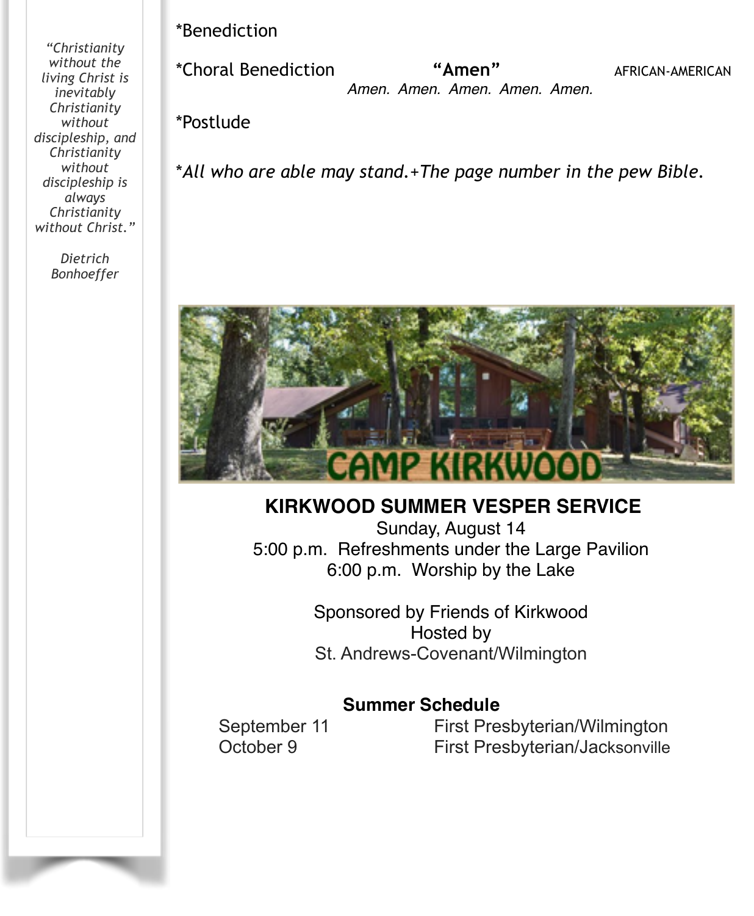*"Christianity without the living Christ is inevitably Christianity without discipleship, and Christianity without discipleship is always Christianity without Christ."*

*Dietrich Bonhoeffer*

*Benediction

*Choral Benediction **"Amen"** AFRICAN-AMERICAN

*Amen. Amen. Amen. Amen. Amen.*

*Postlude

**All who are able may stand.+The page number in the pew Bible.*

CAMP KIRKWOOD

**KIRKWOOD SUMMER VESPER SERVICE**

Sunday, August 14

5:00 p.m. Refreshments under the Large Pavilion

6:00 p.m. Worship by the Lake

Sponsored by Friends of Kirkwood

Hosted by

St. Andrews-Covenant/Wilmington

**Summer Schedule**

| | |
|---|---|
| September 11 | First Presbyterian/Wilmington |
| October 9 | First Presbyterian/Jacksonville |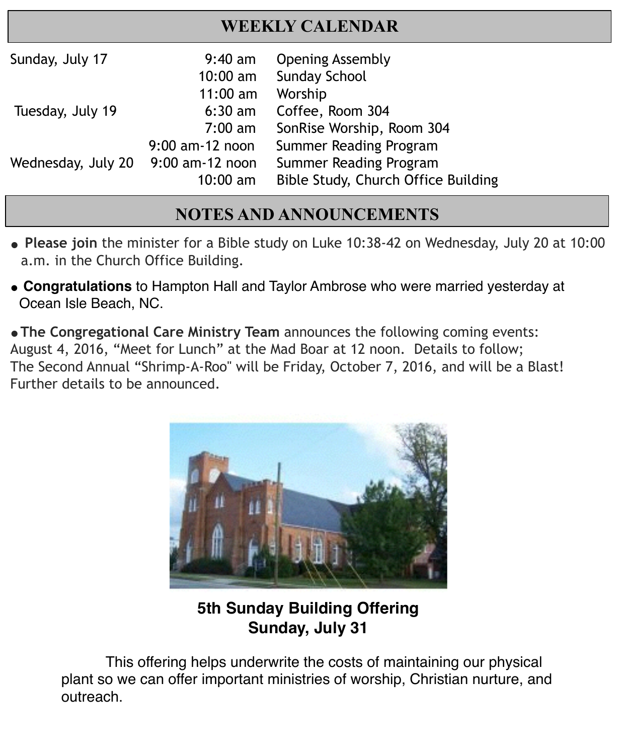## WEEKLY CALENDAR

| | | |
|---|---|---|
| Sunday, July 17 | 9:40 am | Opening Assembly |
| | 10:00 am | Sunday School |
| | 11:00 am | Worship |
| Tuesday, July 19 | 6:30 am | Coffee, Room 304 |
| | 7:00 am | SonRise Worship, Room 304 |
| | 9:00 am-12 noon | Summer Reading Program |
| Wednesday, July 20 | 9:00 am-12 noon | Summer Reading Program |
| | 10:00 am | Bible Study, Church Office Building |

## NOTES AND ANNOUNCEMENTS

- **Please join** the minister for a Bible study on Luke 10:38-42 on Wednesday, July 20 at 10:00 a.m. in the Church Office Building.
- **Congratulations** to Hampton Hall and Taylor Ambrose who were married yesterday at Ocean Isle Beach, NC.
- **The Congregational Care Ministry Team** announces the following coming events: August 4, 2016, "Meet for Lunch" at the Mad Boar at 12 noon. Details to follow; The Second Annual "Shrimp-A-Roo" will be Friday, October 7, 2016, and will be a Blast! Further details to be announced.

**5th Sunday Building Offering**
**Sunday, July 31**

This offering helps underwrite the costs of maintaining our physical plant so we can offer important ministries of worship, Christian nurture, and outreach.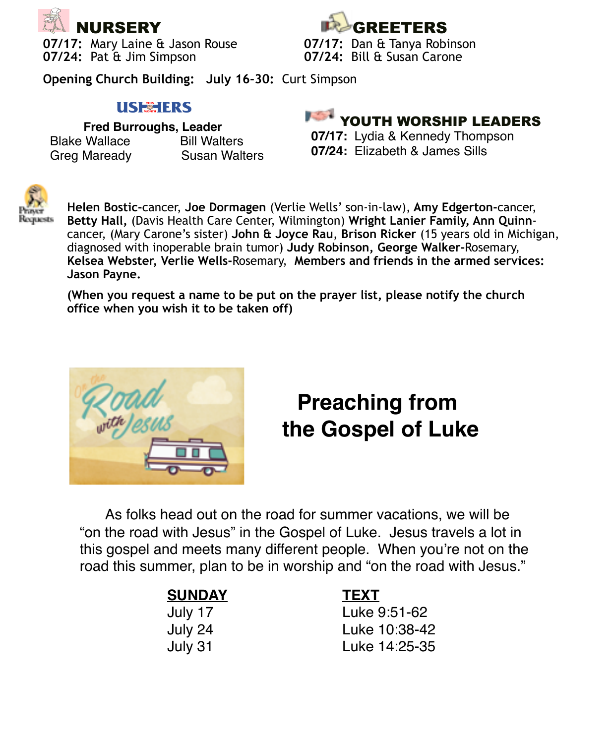## NURSERY

**07/17:** Mary Laine & Jason Rouse
**07/24:** Pat & Jim Simpson

## GREETERS

**07/17:** Dan & Tanya Robinson
**07/24:** Bill & Susan Carone

**Opening Church Building: July 16-30:** Curt Simpson

## USHERS

**Fred Burroughs, Leader**

| | |
|---|---|
| Blake Wallace | Bill Walters |
| Greg Maready | Susan Walters |

## YOUTH WORSHIP LEADERS

**07/17:** Lydia & Kennedy Thompson
**07/24:** Elizabeth & James Sills

## Prayer Requests

**Helen Bostic-**cancer, **Joe Dormagen** (Verlie Wells' son-in-law), **Amy Edgerton-**cancer, **Betty Hall,** (Davis Health Care Center, Wilmington) **Wright Lanier Family, Ann Quinn**-cancer, (Mary Carone's sister) **John & Joyce Rau**, **Brison Ricker** (15 years old in Michigan, diagnosed with inoperable brain tumor) **Judy Robinson, George Walker-**Rosemary, **Kelsea Webster, Verlie Wells-**Rosemary, **Members and friends in the armed services: Jason Payne.**

**(When you request a name to be put on the prayer list, please notify the church office when you wish it to be taken off)**

On the Road with Jesus

## Preaching from the Gospel of Luke

As folks head out on the road for summer vacations, we will be "on the road with Jesus" in the Gospel of Luke. Jesus travels a lot in this gospel and meets many different people. When you're not on the road this summer, plan to be in worship and "on the road with Jesus."

| SUNDAY | TEXT |
|---|---|
| July 17 | Luke 9:51-62 |
| July 24 | Luke 10:38-42 |
| July 31 | Luke 14:25-35 |